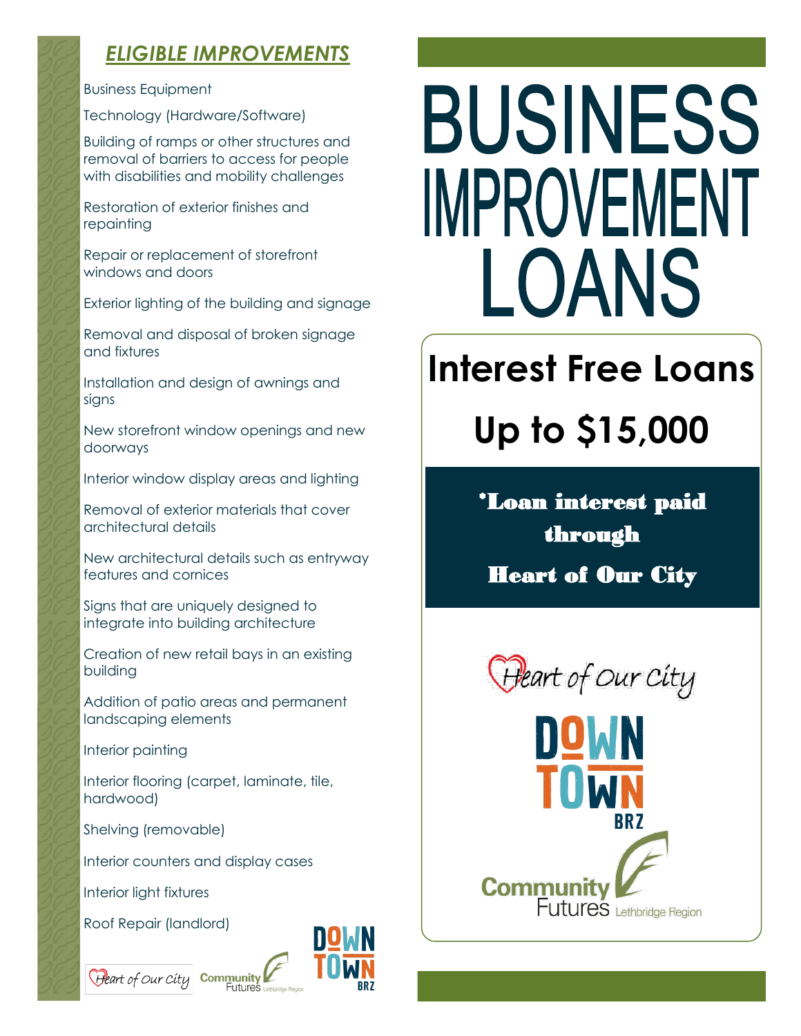# BUSINESS IMPROVEMENT LOANS

## Interest Free Loans

## Up to $15,000

*Loan interest paid through Heart of Our City

Heart of Our City

DOWN TOWN BRZ

Community Futures Lethbridge Region

## *ELIGIBLE IMPROVEMENTS*

Business Equipment

Technology (Hardware/Software)

Building of ramps or other structures and removal of barriers to access for people with disabilities and mobility challenges

Restoration of exterior finishes and repainting

Repair or replacement of storefront windows and doors

Exterior lighting of the building and signage

Removal and disposal of broken signage and fixtures

Installation and design of awnings and signs

New storefront window openings and new doorways

Interior window display areas and lighting

Removal of exterior materials that cover architectural details

New architectural details such as entryway features and cornices

Signs that are uniquely designed to integrate into building architecture

Creation of new retail bays in an existing building

Addition of patio areas and permanent landscaping elements

Interior painting

Interior flooring (carpet, laminate, tile, hardwood)

Shelving (removable)

Interior counters and display cases

Interior light fixtures

Roof Repair (landlord)

Heart of Our City

Community Futures Lethbridge Region

DOWN TOWN BRZ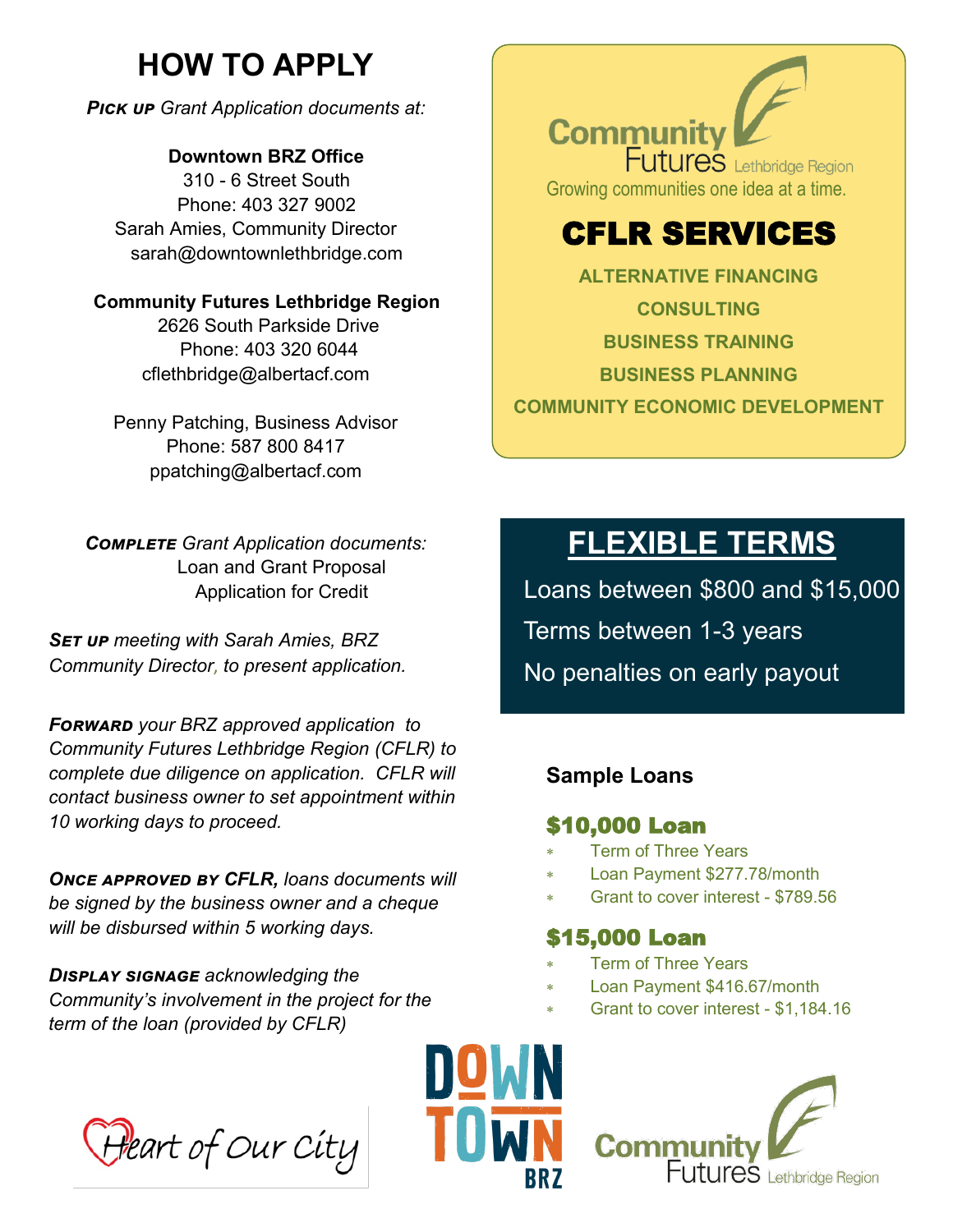# HOW TO APPLY

***Pick up*** *Grant Application documents at:*

**Downtown BRZ Office**
310 - 6 Street South
Phone: 403 327 9002
Sarah Amies, Community Director
sarah@downtownlethbridge.com

**Community Futures Lethbridge Region**
2626 South Parkside Drive
Phone: 403 320 6044
cflethbridge@albertacf.com

Penny Patching, Business Advisor
Phone: 587 800 8417
ppatching@albertacf.com

***Complete*** *Grant Application documents:*
Loan and Grant Proposal
Application for Credit

***Set up*** *meeting with Sarah Amies, BRZ Community Director, to present application.*

***Forward*** *your BRZ approved application to Community Futures Lethbridge Region (CFLR) to complete due diligence on application. CFLR will contact business owner to set appointment within 10 working days to proceed.*

***Once approved by CFLR,*** *loans documents will be signed by the business owner and a cheque will be disbursed within 5 working days.*

***Display signage*** *acknowledging the Community's involvement in the project for the term of the loan (provided by CFLR)*

Community Futures Lethbridge Region
Growing communities one idea at a time.

## CFLR SERVICES

**ALTERNATIVE FINANCING**
**CONSULTING**
**BUSINESS TRAINING**
**BUSINESS PLANNING**
**COMMUNITY ECONOMIC DEVELOPMENT**

## FLEXIBLE TERMS

Loans between $800 and $15,000
Terms between 1-3 years
No penalties on early payout

### Sample Loans

**$10,000 Loan**

- Term of Three Years
- Loan Payment $277.78/month
- Grant to cover interest - $789.56

**$15,000 Loan**

- Term of Three Years
- Loan Payment $416.67/month
- Grant to cover interest - $1,184.16

Heart of Our City

DOWNTOWN BRZ

Community Futures Lethbridge Region